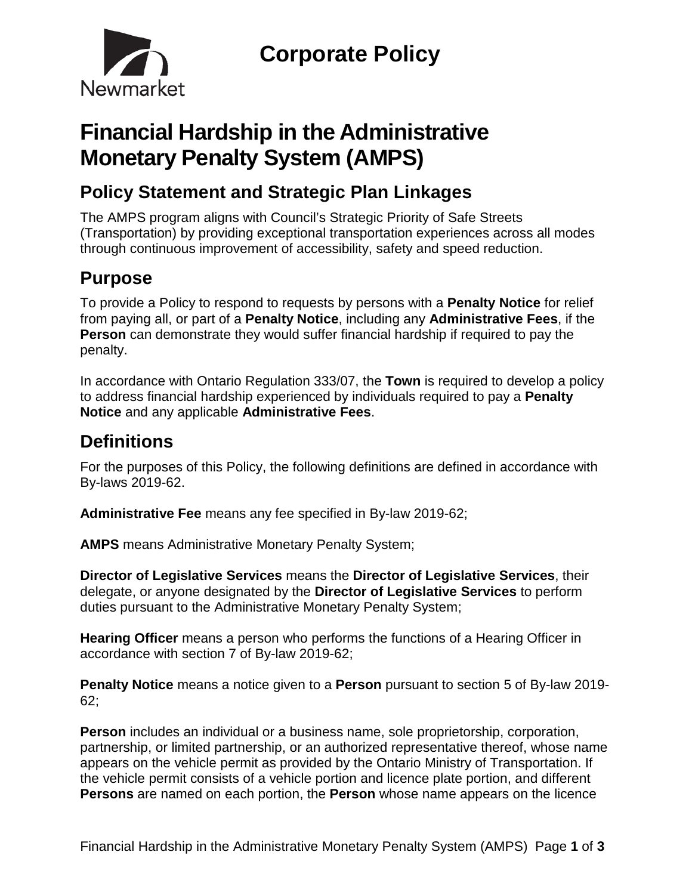Newmarket

# Corporate Policy

# Financial Hardship in the Administrative Monetary Penalty System (AMPS)

## Policy Statement and Strategic Plan Linkages

The AMPS program aligns with Council's Strategic Priority of Safe Streets (Transportation) by providing exceptional transportation experiences across all modes through continuous improvement of accessibility, safety and speed reduction.

## Purpose

To provide a Policy to respond to requests by persons with a **Penalty Notice** for relief from paying all, or part of a **Penalty Notice**, including any **Administrative Fees**, if the **Person** can demonstrate they would suffer financial hardship if required to pay the penalty.

In accordance with Ontario Regulation 333/07, the **Town** is required to develop a policy to address financial hardship experienced by individuals required to pay a **Penalty Notice** and any applicable **Administrative Fees**.

## Definitions

For the purposes of this Policy, the following definitions are defined in accordance with By-laws 2019-62.

**Administrative Fee** means any fee specified in By-law 2019-62;

**AMPS** means Administrative Monetary Penalty System;

**Director of Legislative Services** means the **Director of Legislative Services**, their delegate, or anyone designated by the **Director of Legislative Services** to perform duties pursuant to the Administrative Monetary Penalty System;

**Hearing Officer** means a person who performs the functions of a Hearing Officer in accordance with section 7 of By-law 2019-62;

**Penalty Notice** means a notice given to a **Person** pursuant to section 5 of By-law 2019-62;

**Person** includes an individual or a business name, sole proprietorship, corporation, partnership, or limited partnership, or an authorized representative thereof, whose name appears on the vehicle permit as provided by the Ontario Ministry of Transportation. If the vehicle permit consists of a vehicle portion and licence plate portion, and different **Persons** are named on each portion, the **Person** whose name appears on the licence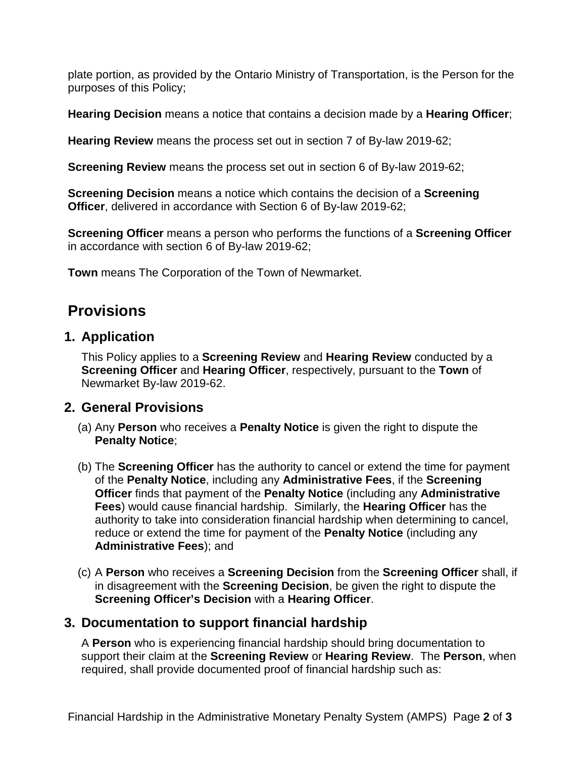plate portion, as provided by the Ontario Ministry of Transportation, is the Person for the purposes of this Policy;

**Hearing Decision** means a notice that contains a decision made by a **Hearing Officer**;

**Hearing Review** means the process set out in section 7 of By-law 2019-62;

**Screening Review** means the process set out in section 6 of By-law 2019-62;

**Screening Decision** means a notice which contains the decision of a **Screening Officer**, delivered in accordance with Section 6 of By-law 2019-62;

**Screening Officer** means a person who performs the functions of a **Screening Officer** in accordance with section 6 of By-law 2019-62;

**Town** means The Corporation of the Town of Newmarket.

# Provisions

## 1. Application

This Policy applies to a **Screening Review** and **Hearing Review** conducted by a **Screening Officer** and **Hearing Officer**, respectively, pursuant to the **Town** of Newmarket By-law 2019-62.

## 2. General Provisions

(a) Any **Person** who receives a **Penalty Notice** is given the right to dispute the **Penalty Notice**;

(b) The **Screening Officer** has the authority to cancel or extend the time for payment of the **Penalty Notice**, including any **Administrative Fees**, if the **Screening Officer** finds that payment of the **Penalty Notice** (including any **Administrative Fees**) would cause financial hardship. Similarly, the **Hearing Officer** has the authority to take into consideration financial hardship when determining to cancel, reduce or extend the time for payment of the **Penalty Notice** (including any **Administrative Fees**); and

(c) A **Person** who receives a **Screening Decision** from the **Screening Officer** shall, if in disagreement with the **Screening Decision**, be given the right to dispute the **Screening Officer's Decision** with a **Hearing Officer**.

## 3. Documentation to support financial hardship

A **Person** who is experiencing financial hardship should bring documentation to support their claim at the **Screening Review** or **Hearing Review**. The **Person**, when required, shall provide documented proof of financial hardship such as: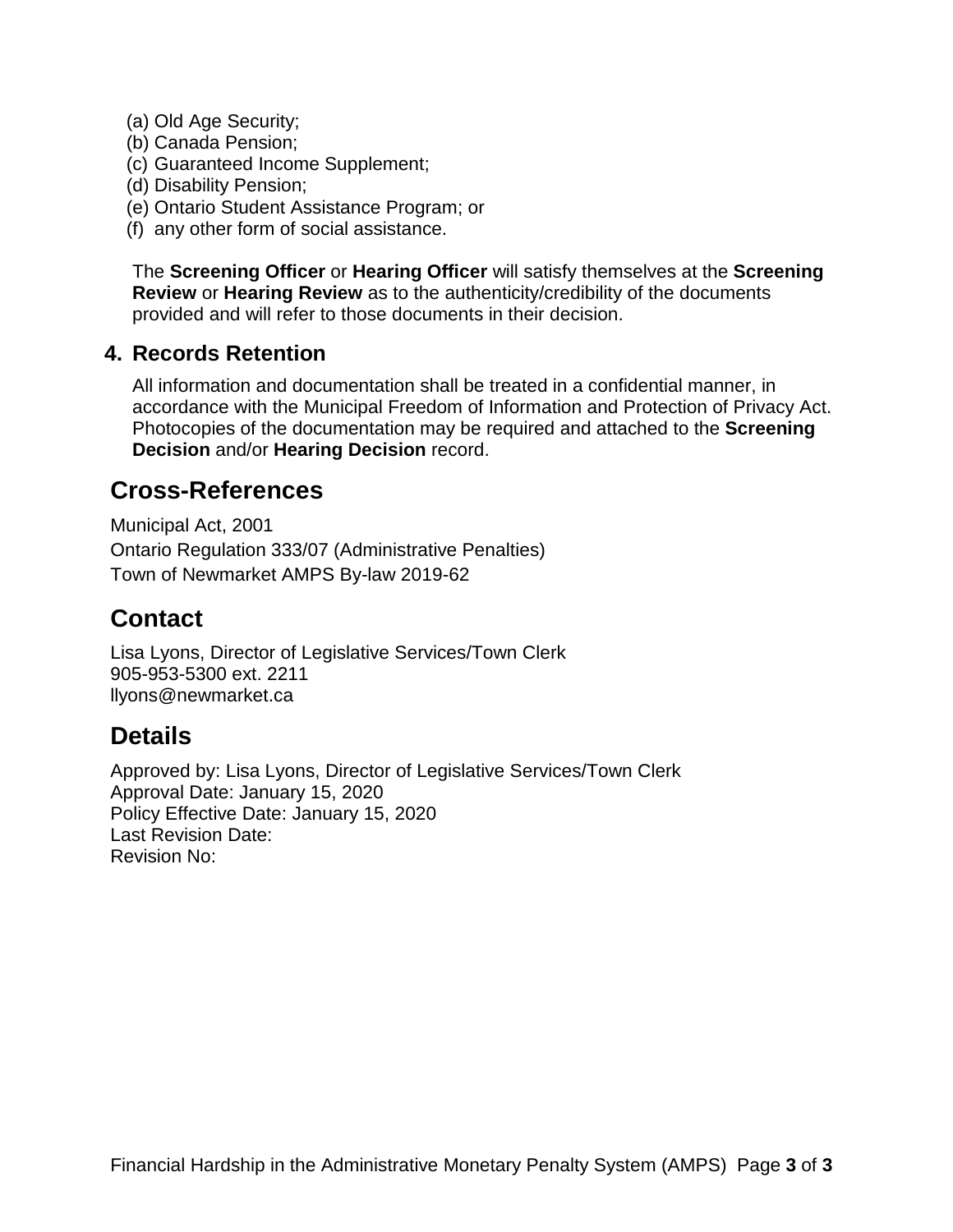(a) Old Age Security;
(b) Canada Pension;
(c) Guaranteed Income Supplement;
(d) Disability Pension;
(e) Ontario Student Assistance Program; or
(f) any other form of social assistance.

The **Screening Officer** or **Hearing Officer** will satisfy themselves at the **Screening Review** or **Hearing Review** as to the authenticity/credibility of the documents provided and will refer to those documents in their decision.

### 4. Records Retention

All information and documentation shall be treated in a confidential manner, in accordance with the Municipal Freedom of Information and Protection of Privacy Act. Photocopies of the documentation may be required and attached to the **Screening Decision** and/or **Hearing Decision** record.

## Cross-References

Municipal Act, 2001
Ontario Regulation 333/07 (Administrative Penalties)
Town of Newmarket AMPS By-law 2019-62

## Contact

Lisa Lyons, Director of Legislative Services/Town Clerk
905-953-5300 ext. 2211
llyons@newmarket.ca

## Details

Approved by: Lisa Lyons, Director of Legislative Services/Town Clerk
Approval Date: January 15, 2020
Policy Effective Date: January 15, 2020
Last Revision Date:
Revision No: